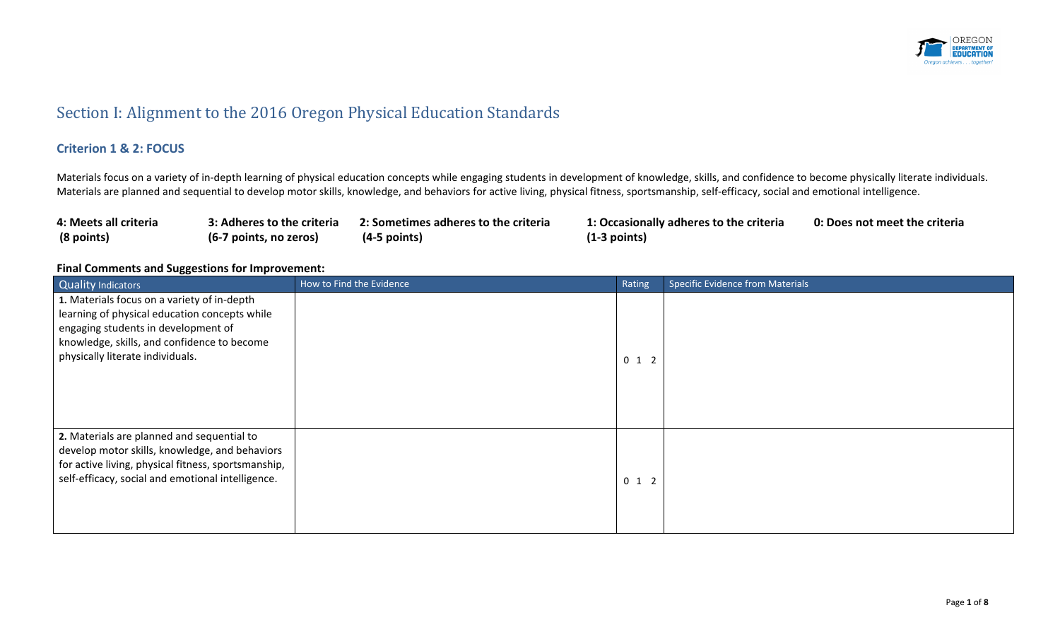# Section I: Alignment to the 2016 Oregon Physical Education Standards

### Criterion 1 & 2: FOCUS

Materials focus on a variety of in-depth learning of physical education concepts while engaging students in development of knowledge, skills, and confidence to become physically literate individuals. Materials are planned and sequential to develop motor skills, knowledge, and behaviors for active living, physical fitness, sportsmanship, self-efficacy, social and emotional intelligence.

| **4: Meets all criteria (8 points)** | **3: Adheres to the criteria (6-7 points, no zeros)** | **2: Sometimes adheres to the criteria (4-5 points)** | **1: Occasionally adheres to the criteria (1-3 points)** | **0: Does not meet the criteria** |
|---|---|---|---|---|

**Final Comments and Suggestions for Improvement:**

| Quality Indicators | How to Find the Evidence | Rating | Specific Evidence from Materials |
|---|---|---|---|
| **1.** Materials focus on a variety of in-depth learning of physical education concepts while engaging students in development of knowledge, skills, and confidence to become physically literate individuals. | | 0 1 2 | |
| **2.** Materials are planned and sequential to develop motor skills, knowledge, and behaviors for active living, physical fitness, sportsmanship, self-efficacy, social and emotional intelligence. | | 0 1 2 | |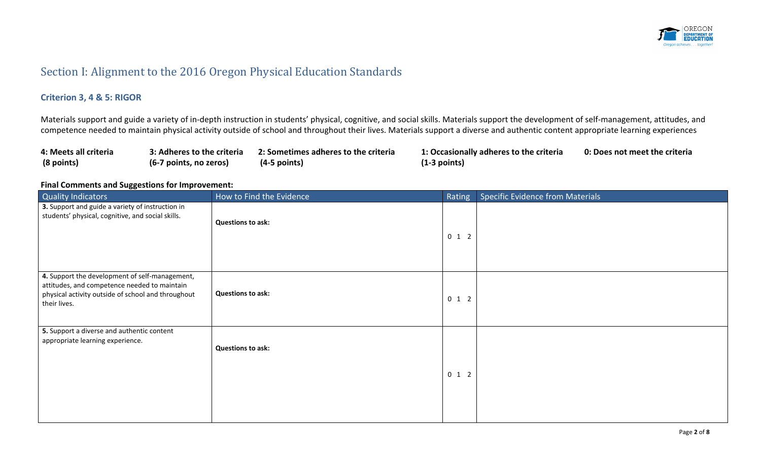# Section I: Alignment to the 2016 Oregon Physical Education Standards

### Criterion 3, 4 & 5: RIGOR

Materials support and guide a variety of in-depth instruction in students' physical, cognitive, and social skills. Materials support the development of self-management, attitudes, and competence needed to maintain physical activity outside of school and throughout their lives. Materials support a diverse and authentic content appropriate learning experiences

| **4: Meets all criteria (8 points)** | **3: Adheres to the criteria (6-7 points, no zeros)** | **2: Sometimes adheres to the criteria (4-5 points)** | **1: Occasionally adheres to the criteria (1-3 points)** | **0: Does not meet the criteria** |
|---|---|---|---|---|

**Final Comments and Suggestions for Improvement:**

| Quality Indicators | How to Find the Evidence | Rating | Specific Evidence from Materials |
|---|---|---|---|
| **3.** Support and guide a variety of instruction in students' physical, cognitive, and social skills. | **Questions to ask:** | 0 1 2 | |
| **4.** Support the development of self-management, attitudes, and competence needed to maintain physical activity outside of school and throughout their lives. | **Questions to ask:** | 0 1 2 | |
| **5.** Support a diverse and authentic content appropriate learning experience. | **Questions to ask:** | 0 1 2 | |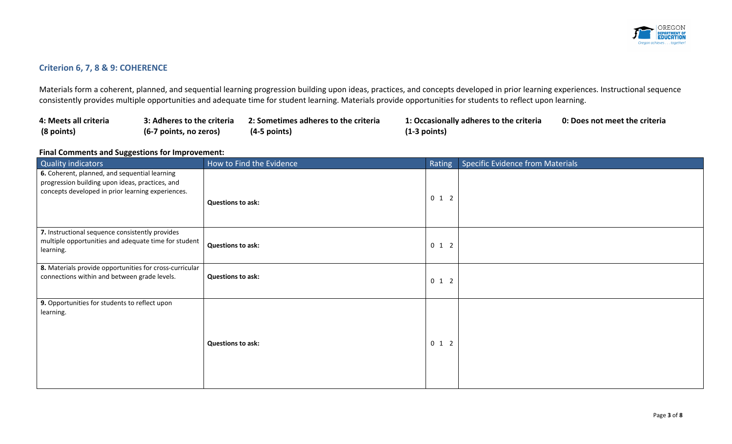## Criterion 6, 7, 8 & 9: COHERENCE

Materials form a coherent, planned, and sequential learning progression building upon ideas, practices, and concepts developed in prior learning experiences. Instructional sequence consistently provides multiple opportunities and adequate time for student learning. Materials provide opportunities for students to reflect upon learning.

| **4: Meets all criteria (8 points)** | **3: Adheres to the criteria (6-7 points, no zeros)** | **2: Sometimes adheres to the criteria (4-5 points)** | **1: Occasionally adheres to the criteria (1-3 points)** | **0: Does not meet the criteria** |
|---|---|---|---|---|

**Final Comments and Suggestions for Improvement:**

| Quality indicators | How to Find the Evidence | Rating | Specific Evidence from Materials |
|---|---|---|---|
| **6.** Coherent, planned, and sequential learning progression building upon ideas, practices, and concepts developed in prior learning experiences. | **Questions to ask:** | 0 1 2 | |
| **7.** Instructional sequence consistently provides multiple opportunities and adequate time for student learning. | **Questions to ask:** | 0 1 2 | |
| **8.** Materials provide opportunities for cross-curricular connections within and between grade levels. | **Questions to ask:** | 0 1 2 | |
| **9.** Opportunities for students to reflect upon learning. | **Questions to ask:** | 0 1 2 | |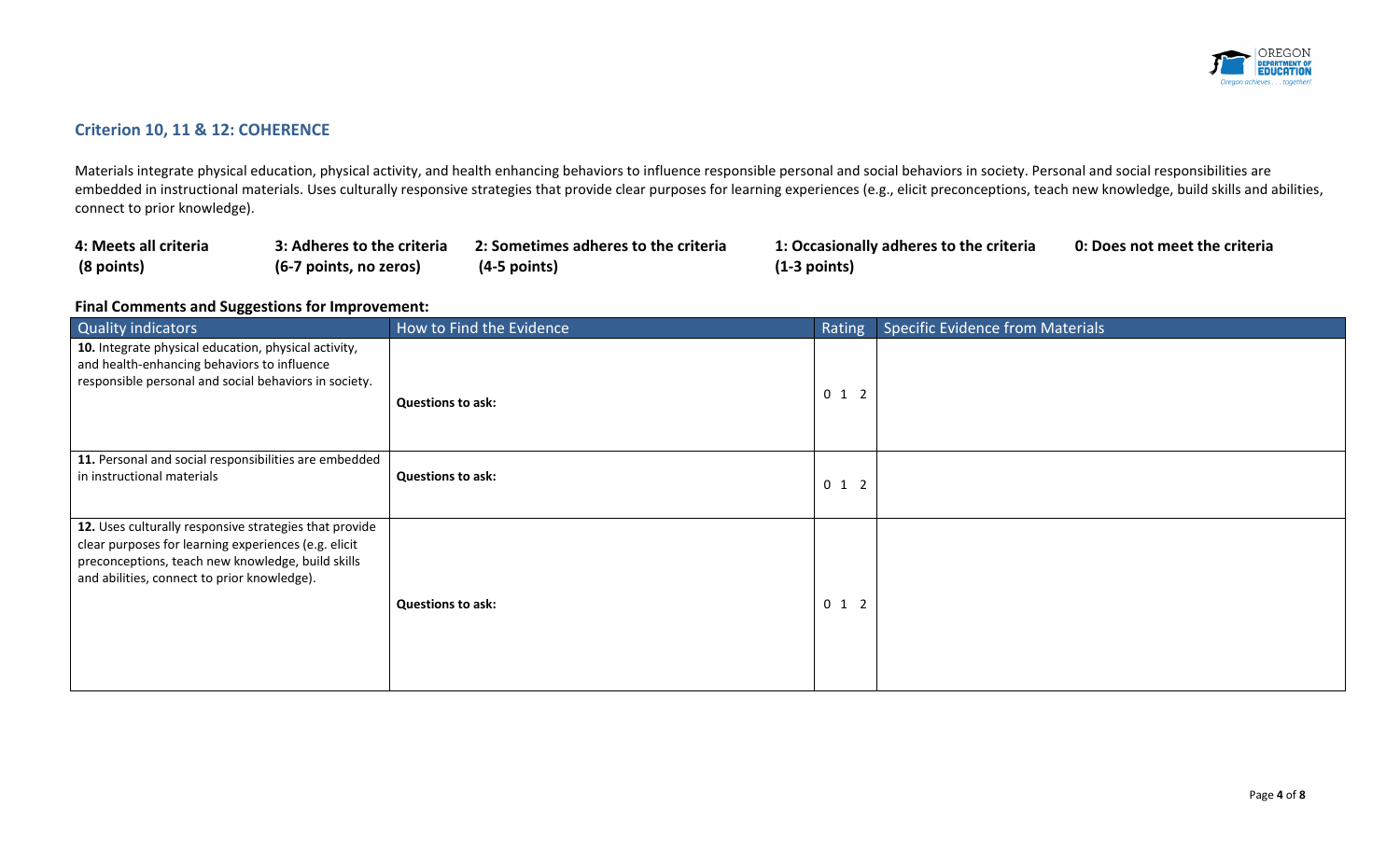## Criterion 10, 11 & 12: COHERENCE

Materials integrate physical education, physical activity, and health enhancing behaviors to influence responsible personal and social behaviors in society. Personal and social responsibilities are embedded in instructional materials. Uses culturally responsive strategies that provide clear purposes for learning experiences (e.g., elicit preconceptions, teach new knowledge, build skills and abilities, connect to prior knowledge).

| **4: Meets all criteria (8 points)** | **3: Adheres to the criteria (6-7 points, no zeros)** | **2: Sometimes adheres to the criteria (4-5 points)** | **1: Occasionally adheres to the criteria (1-3 points)** | **0: Does not meet the criteria** |
|---|---|---|---|---|

**Final Comments and Suggestions for Improvement:**

| Quality indicators | How to Find the Evidence | Rating | Specific Evidence from Materials |
|---|---|---|---|
| **10.** Integrate physical education, physical activity, and health-enhancing behaviors to influence responsible personal and social behaviors in society. | **Questions to ask:** | 0 1 2 | |
| **11.** Personal and social responsibilities are embedded in instructional materials | **Questions to ask:** | 0 1 2 | |
| **12.** Uses culturally responsive strategies that provide clear purposes for learning experiences (e.g. elicit preconceptions, teach new knowledge, build skills and abilities, connect to prior knowledge). | **Questions to ask:** | 0 1 2 | |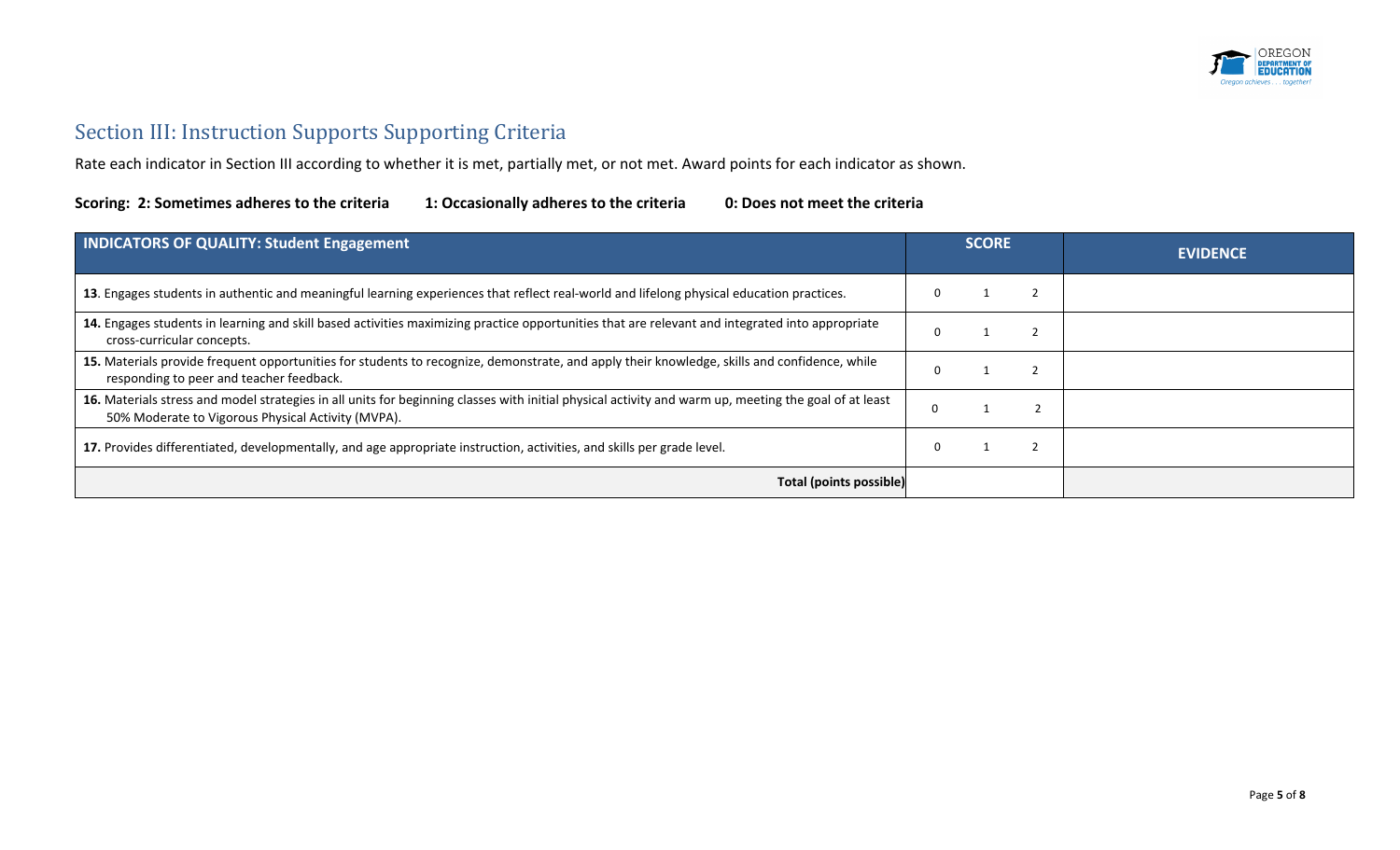## Section III: Instruction Supports Supporting Criteria

Rate each indicator in Section III according to whether it is met, partially met, or not met. Award points for each indicator as shown.

**Scoring: 2: Sometimes adheres to the criteria 1: Occasionally adheres to the criteria 0: Does not meet the criteria**

| INDICATORS OF QUALITY: Student Engagement | SCORE | EVIDENCE |
|---|---|---|
| **13**. Engages students in authentic and meaningful learning experiences that reflect real-world and lifelong physical education practices. | 0 1 2 | |
| **14.** Engages students in learning and skill based activities maximizing practice opportunities that are relevant and integrated into appropriate cross-curricular concepts. | 0 1 2 | |
| **15.** Materials provide frequent opportunities for students to recognize, demonstrate, and apply their knowledge, skills and confidence, while responding to peer and teacher feedback. | 0 1 2 | |
| **16.** Materials stress and model strategies in all units for beginning classes with initial physical activity and warm up, meeting the goal of at least 50% Moderate to Vigorous Physical Activity (MVPA). | 0 1 2 | |
| **17.** Provides differentiated, developmentally, and age appropriate instruction, activities, and skills per grade level. | 0 1 2 | |
| **Total (points possible)** | | |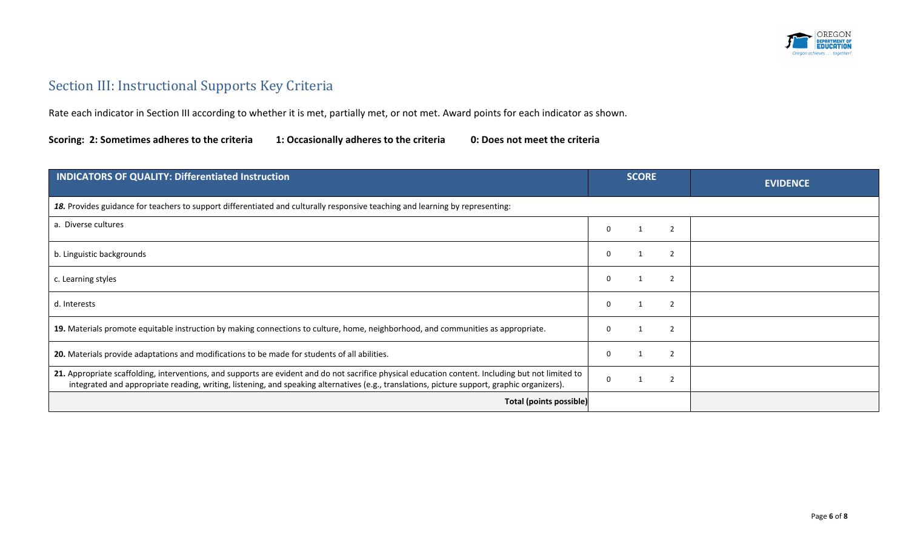## Section III: Instructional Supports Key Criteria

Rate each indicator in Section III according to whether it is met, partially met, or not met. Award points for each indicator as shown.

**Scoring: 2: Sometimes adheres to the criteria 1: Occasionally adheres to the criteria 0: Does not meet the criteria**

| INDICATORS OF QUALITY: Differentiated Instruction | SCORE | EVIDENCE |
|---|---|---|
| ***18.*** Provides guidance for teachers to support differentiated and culturally responsive teaching and learning by representing: | | |
| a. Diverse cultures | 0 1 2 | |
| b. Linguistic backgrounds | 0 1 2 | |
| c. Learning styles | 0 1 2 | |
| d. Interests | 0 1 2 | |
| **19.** Materials promote equitable instruction by making connections to culture, home, neighborhood, and communities as appropriate. | 0 1 2 | |
| **20.** Materials provide adaptations and modifications to be made for students of all abilities. | 0 1 2 | |
| **21.** Appropriate scaffolding, interventions, and supports are evident and do not sacrifice physical education content. Including but not limited to integrated and appropriate reading, writing, listening, and speaking alternatives (e.g., translations, picture support, graphic organizers). | 0 1 2 | |
| **Total (points possible)** | | |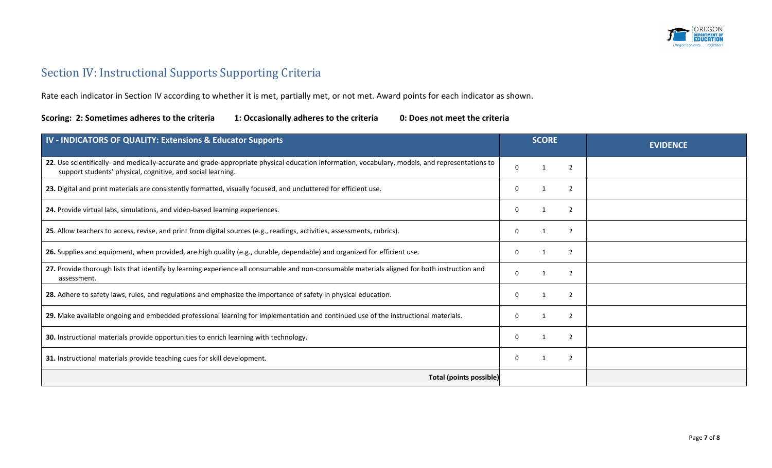## Section IV: Instructional Supports Supporting Criteria

Rate each indicator in Section IV according to whether it is met, partially met, or not met. Award points for each indicator as shown.

**Scoring: 2: Sometimes adheres to the criteria 1: Occasionally adheres to the criteria 0: Does not meet the criteria**

| IV - INDICATORS OF QUALITY: Extensions & Educator Supports | SCORE | EVIDENCE |
|---|---|---|
| **22**. Use scientifically- and medically-accurate and grade-appropriate physical education information, vocabulary, models, and representations to support students' physical, cognitive, and social learning. | 0 1 2 | |
| **23.** Digital and print materials are consistently formatted, visually focused, and uncluttered for efficient use. | 0 1 2 | |
| **24.** Provide virtual labs, simulations, and video-based learning experiences. | 0 1 2 | |
| **25**. Allow teachers to access, revise, and print from digital sources (e.g., readings, activities, assessments, rubrics). | 0 1 2 | |
| **26.** Supplies and equipment, when provided, are high quality (e.g., durable, dependable) and organized for efficient use. | 0 1 2 | |
| **27.** Provide thorough lists that identify by learning experience all consumable and non-consumable materials aligned for both instruction and assessment. | 0 1 2 | |
| **28.** Adhere to safety laws, rules, and regulations and emphasize the importance of safety in physical education. | 0 1 2 | |
| **29.** Make available ongoing and embedded professional learning for implementation and continued use of the instructional materials. | 0 1 2 | |
| **30.** Instructional materials provide opportunities to enrich learning with technology. | 0 1 2 | |
| **31.** Instructional materials provide teaching cues for skill development. | 0 1 2 | |
| **Total (points possible)** | | |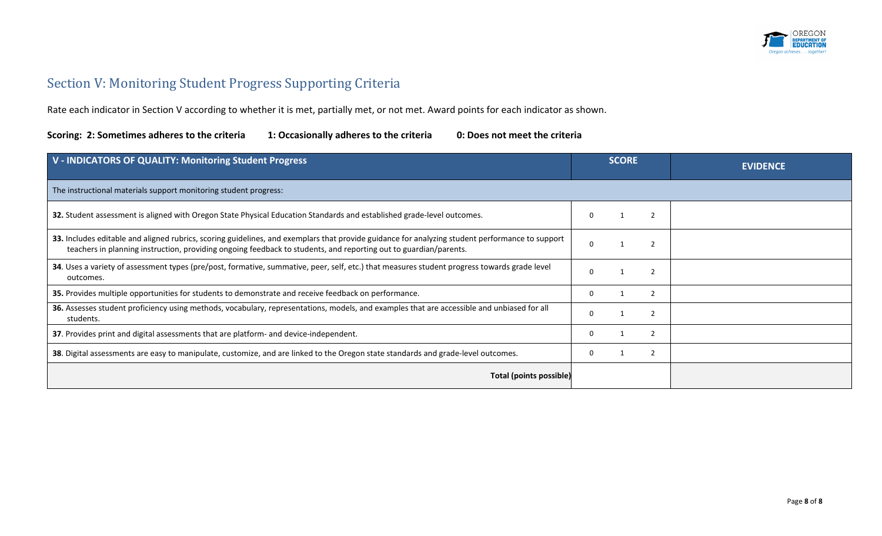## Section V: Monitoring Student Progress Supporting Criteria

Rate each indicator in Section V according to whether it is met, partially met, or not met. Award points for each indicator as shown.

**Scoring: 2: Sometimes adheres to the criteria 1: Occasionally adheres to the criteria 0: Does not meet the criteria**

| V - INDICATORS OF QUALITY: Monitoring Student Progress | SCORE | EVIDENCE |
|---|---|---|
| The instructional materials support monitoring student progress: | | |
| **32.** Student assessment is aligned with Oregon State Physical Education Standards and established grade-level outcomes. | 0 1 2 | |
| **33.** Includes editable and aligned rubrics, scoring guidelines, and exemplars that provide guidance for analyzing student performance to support teachers in planning instruction, providing ongoing feedback to students, and reporting out to guardian/parents. | 0 1 2 | |
| **34**. Uses a variety of assessment types (pre/post, formative, summative, peer, self, etc.) that measures student progress towards grade level outcomes. | 0 1 2 | |
| **35.** Provides multiple opportunities for students to demonstrate and receive feedback on performance. | 0 1 2 | |
| **36.** Assesses student proficiency using methods, vocabulary, representations, models, and examples that are accessible and unbiased for all students. | 0 1 2 | |
| **37**. Provides print and digital assessments that are platform- and device-independent. | 0 1 2 | |
| **38**. Digital assessments are easy to manipulate, customize, and are linked to the Oregon state standards and grade-level outcomes. | 0 1 2 | |
| **Total (points possible)** | | |